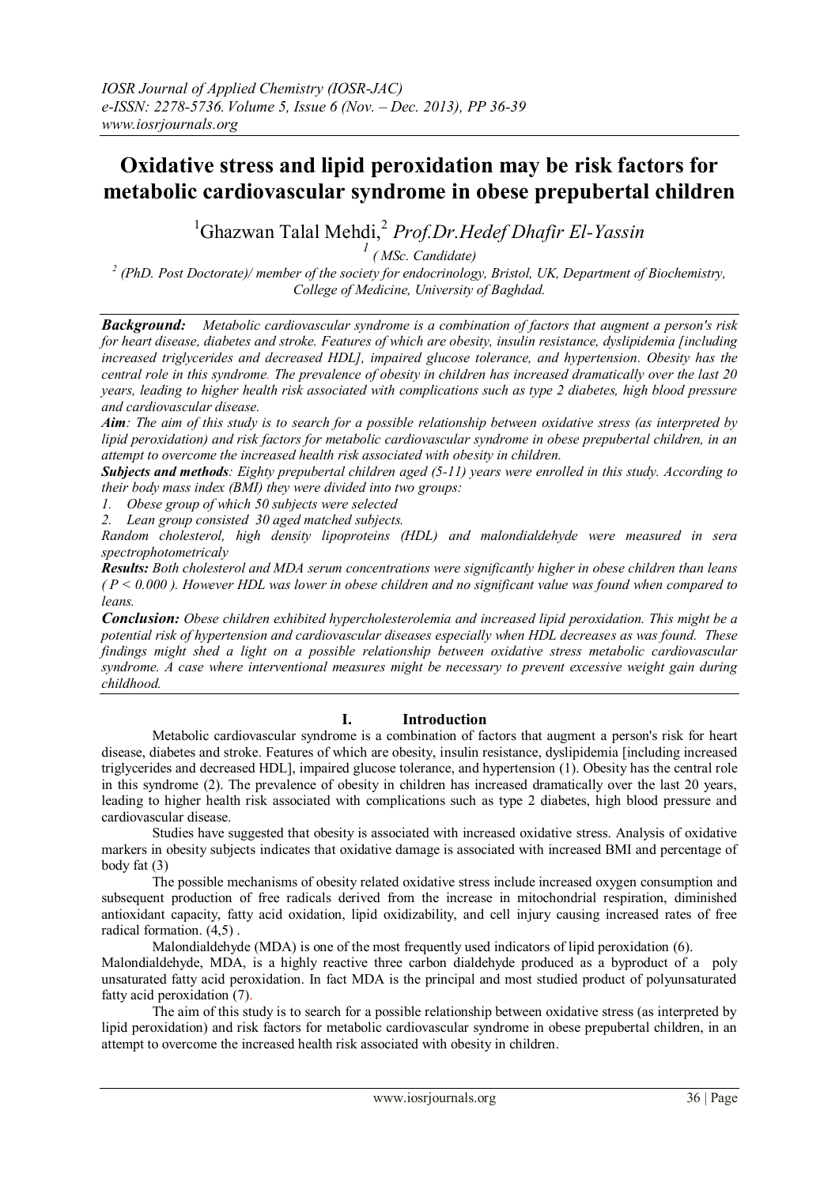# Oxidative stress and lipid peroxidation may be risk factors for metabolic cardiovascular syndrome in obese prepubertal children

[1]Ghazwan Talal Mehdi,[2] *Prof.Dr.Hedef Dhafir El-Yassin*

[1] *( MSc. Candidate)*

[2] *(PhD. Post Doctorate)/ member of the society for endocrinology, Bristol, UK, Department of Biochemistry, College of Medicine, University of Baghdad.*

---

***Background:*** *Metabolic cardiovascular syndrome is a combination of factors that augment a person's risk for heart disease, diabetes and stroke. Features of which are obesity, insulin resistance, dyslipidemia [including increased triglycerides and decreased HDL], impaired glucose tolerance, and hypertension. Obesity has the central role in this syndrome. The prevalence of obesity in children has increased dramatically over the last 20 years, leading to higher health risk associated with complications such as type 2 diabetes, high blood pressure and cardiovascular disease.*

***Aim****: The aim of this study is to search for a possible relationship between oxidative stress (as interpreted by lipid peroxidation) and risk factors for metabolic cardiovascular syndrome in obese prepubertal children, in an attempt to overcome the increased health risk associated with obesity in children.*

***Subjects and methods****: Eighty prepubertal children aged (5-11) years were enrolled in this study. According to their body mass index (BMI) they were divided into two groups:*

1. *Obese group of which 50 subjects were selected*
2. *Lean group consisted 30 aged matched subjects.*

*Random cholesterol, high density lipoproteins (HDL) and malondialdehyde were measured in sera spectrophotometricaly*

***Results:*** *Both cholesterol and MDA serum concentrations were significantly higher in obese children than leans ( $P < 0.000$ ). However HDL was lower in obese children and no significant value was found when compared to leans.*

***Conclusion:*** *Obese children exhibited hypercholesterolemia and increased lipid peroxidation. This might be a potential risk of hypertension and cardiovascular diseases especially when HDL decreases as was found. These findings might shed a light on a possible relationship between oxidative stress metabolic cardiovascular syndrome. A case where interventional measures might be necessary to prevent excessive weight gain during childhood.*

---

## I. Introduction

Metabolic cardiovascular syndrome is a combination of factors that augment a person's risk for heart disease, diabetes and stroke. Features of which are obesity, insulin resistance, dyslipidemia [including increased triglycerides and decreased HDL], impaired glucose tolerance, and hypertension (1). Obesity has the central role in this syndrome (2). The prevalence of obesity in children has increased dramatically over the last 20 years, leading to higher health risk associated with complications such as type 2 diabetes, high blood pressure and cardiovascular disease.

Studies have suggested that obesity is associated with increased oxidative stress. Analysis of oxidative markers in obesity subjects indicates that oxidative damage is associated with increased BMI and percentage of body fat (3)

The possible mechanisms of obesity related oxidative stress include increased oxygen consumption and subsequent production of free radicals derived from the increase in mitochondrial respiration, diminished antioxidant capacity, fatty acid oxidation, lipid oxidizability, and cell injury causing increased rates of free radical formation. (4,5) .

Malondialdehyde (MDA) is one of the most frequently used indicators of lipid peroxidation (6).

Malondialdehyde, MDA, is a highly reactive three carbon dialdehyde produced as a byproduct of a poly unsaturated fatty acid peroxidation. In fact MDA is the principal and most studied product of polyunsaturated fatty acid peroxidation (7).

The aim of this study is to search for a possible relationship between oxidative stress (as interpreted by lipid peroxidation) and risk factors for metabolic cardiovascular syndrome in obese prepubertal children, in an attempt to overcome the increased health risk associated with obesity in children.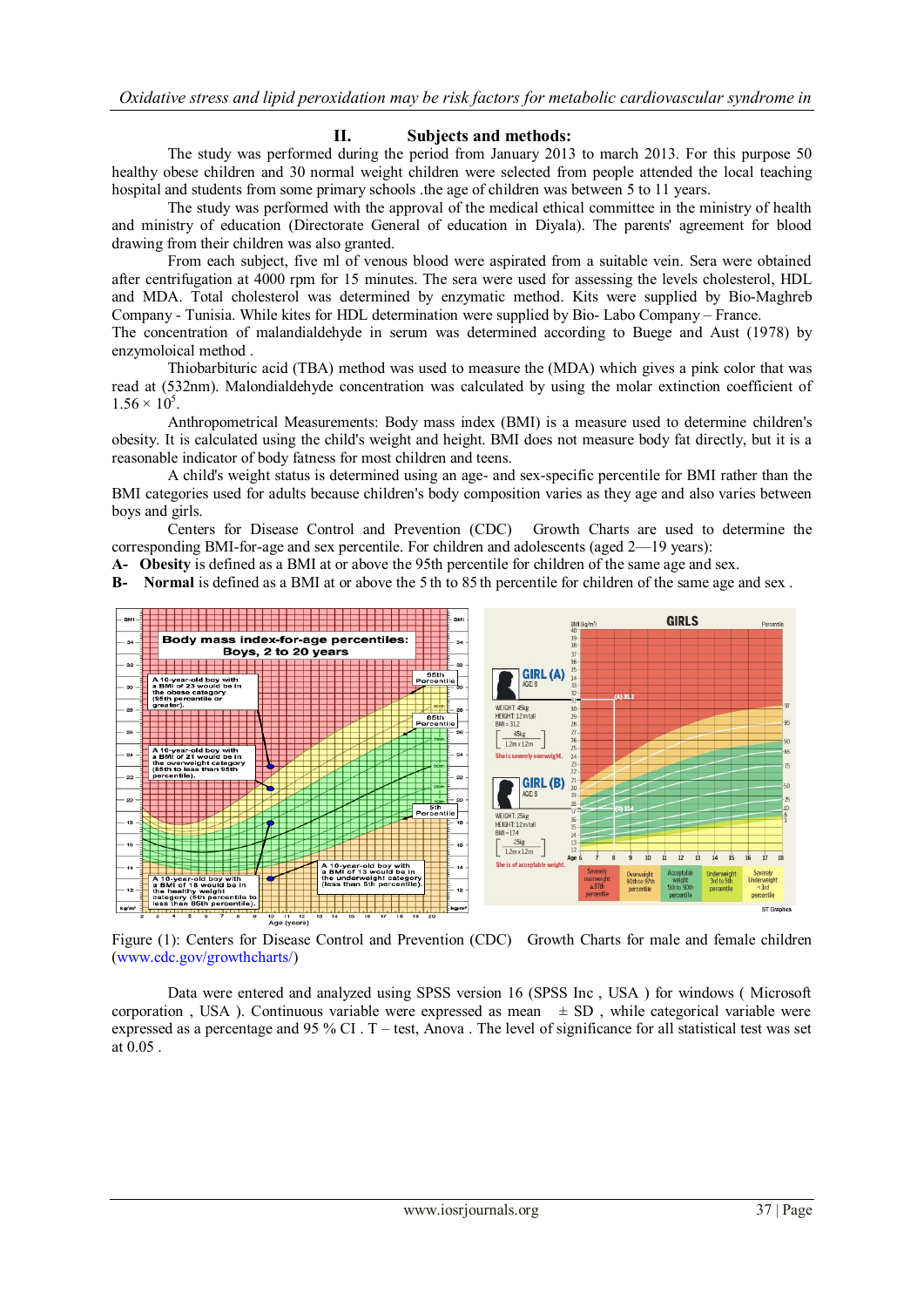## II. Subjects and methods:

The study was performed during the period from January 2013 to march 2013. For this purpose 50 healthy obese children and 30 normal weight children were selected from people attended the local teaching hospital and students from some primary schools .the age of children was between 5 to 11 years.

The study was performed with the approval of the medical ethical committee in the ministry of health and ministry of education (Directorate General of education in Diyala). The parents' agreement for blood drawing from their children was also granted.

From each subject, five ml of venous blood were aspirated from a suitable vein. Sera were obtained after centrifugation at 4000 rpm for 15 minutes. The sera were used for assessing the levels cholesterol, HDL and MDA. Total cholesterol was determined by enzymatic method. Kits were supplied by Bio-Maghreb Company - Tunisia. While kites for HDL determination were supplied by Bio- Labo Company – France.
The concentration of malandialdehyde in serum was determined according to Buege and Aust (1978) by enzymoloical method .

Thiobarbituric acid (TBA) method was used to measure the (MDA) which gives a pink color that was read at (532nm). Malondialdehyde concentration was calculated by using the molar extinction coefficient of $1.56 \times 10^5$.

Anthropometrical Measurements: Body mass index (BMI) is a measure used to determine children's obesity. It is calculated using the child's weight and height. BMI does not measure body fat directly, but it is a reasonable indicator of body fatness for most children and teens.

A child's weight status is determined using an age- and sex-specific percentile for BMI rather than the BMI categories used for adults because children's body composition varies as they age and also varies between boys and girls.

Centers for Disease Control and Prevention (CDC) Growth Charts are used to determine the corresponding BMI-for-age and sex percentile. For children and adolescents (aged 2—19 years):

A- **Obesity** is defined as a BMI at or above the 95th percentile for children of the same age and sex.

B- **Normal** is defined as a BMI at or above the 5 th to 85 th percentile for children of the same age and sex .

Figure (1): Centers for Disease Control and Prevention (CDC) Growth Charts for male and female children (www.cdc.gov/growthcharts/)

Data were entered and analyzed using SPSS version 16 (SPSS Inc , USA ) for windows ( Microsoft corporation , USA ). Continuous variable were expressed as mean ± SD , while categorical variable were expressed as a percentage and 95 % CI . T – test, Anova . The level of significance for all statistical test was set at 0.05 .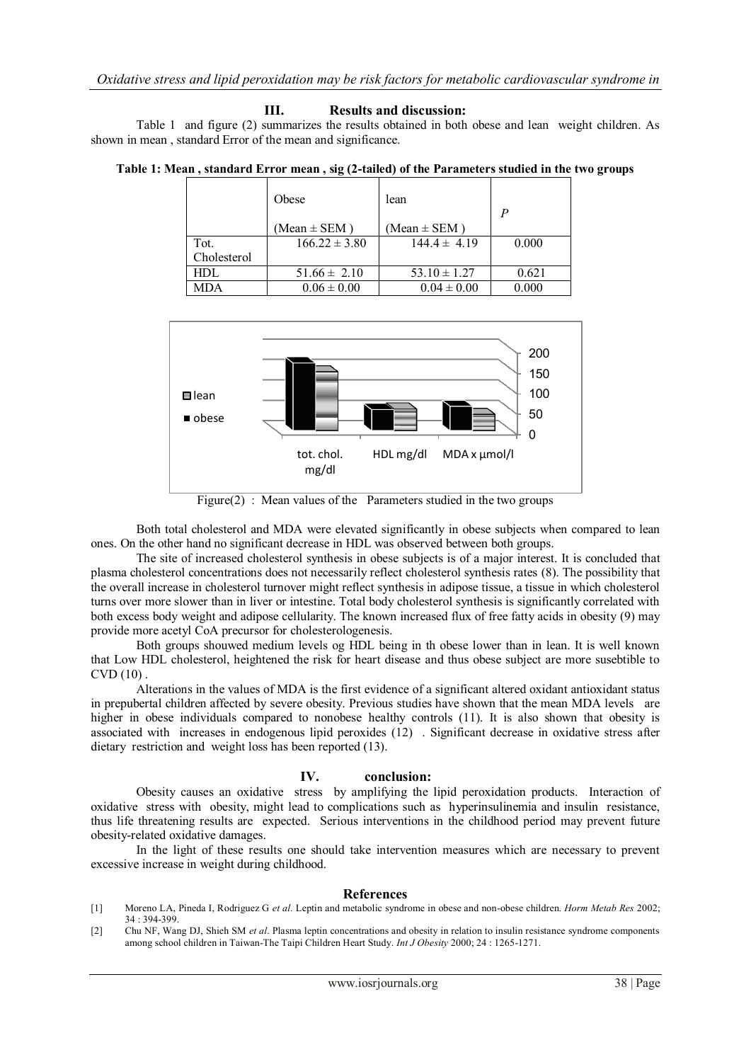## III. Results and discussion:

Table 1 and figure (2) summarizes the results obtained in both obese and lean weight children. As shown in mean , standard Error of the mean and significance.

**Table 1: Mean , standard Error mean , sig (2-tailed) of the Parameters studied in the two groups**

| | Obese (Mean ± SEM ) | lean (Mean ± SEM ) | *P* |
|---|---|---|---|
| Tot. Cholesterol | 166.22 ± 3.80 | 144.4 ± 4.19 | 0.000 |
| HDL | 51.66 ± 2.10 | 53.10 ± 1.27 | 0.621 |
| MDA | 0.06 ± 0.00 | 0.04 ± 0.00 | 0.000 |

Figure(2) : Mean values of the Parameters studied in the two groups

Both total cholesterol and MDA were elevated significantly in obese subjects when compared to lean ones. On the other hand no significant decrease in HDL was observed between both groups.

The site of increased cholesterol synthesis in obese subjects is of a major interest. It is concluded that plasma cholesterol concentrations does not necessarily reflect cholesterol synthesis rates (8). The possibility that the overall increase in cholesterol turnover might reflect synthesis in adipose tissue, a tissue in which cholesterol turns over more slower than in liver or intestine. Total body cholesterol synthesis is significantly correlated with both excess body weight and adipose cellularity. The known increased flux of free fatty acids in obesity (9) may provide more acetyl CoA precursor for cholesterologenesis.

Both groups shouwed medium levels og HDL being in th obese lower than in lean. It is well known that Low HDL cholesterol, heightened the risk for heart disease and thus obese subject are more susebtible to CVD (10) .

Alterations in the values of MDA is the first evidence of a significant altered oxidant antioxidant status in prepubertal children affected by severe obesity. Previous studies have shown that the mean MDA levels are higher in obese individuals compared to nonobese healthy controls (11). It is also shown that obesity is associated with increases in endogenous lipid peroxides (12) . Significant decrease in oxidative stress after dietary restriction and weight loss has been reported (13).

## IV. conclusion:

Obesity causes an oxidative stress by amplifying the lipid peroxidation products. Interaction of oxidative stress with obesity, might lead to complications such as hyperinsulinemia and insulin resistance, thus life threatening results are expected. Serious interventions in the childhood period may prevent future obesity-related oxidative damages.

In the light of these results one should take intervention measures which are necessary to prevent excessive increase in weight during childhood.

## References

[1] Moreno LA, Pineda I, Rodriguez G *et al.* Leptin and metabolic syndrome in obese and non-obese children. *Horm Metab Res* 2002; 34 : 394-399.

[2] Chu NF, Wang DJ, Shieh SM *et al*. Plasma leptin concentrations and obesity in relation to insulin resistance syndrome components among school children in Taiwan-The Taipi Children Heart Study. *Int J Obesity* 2000; 24 : 1265-1271.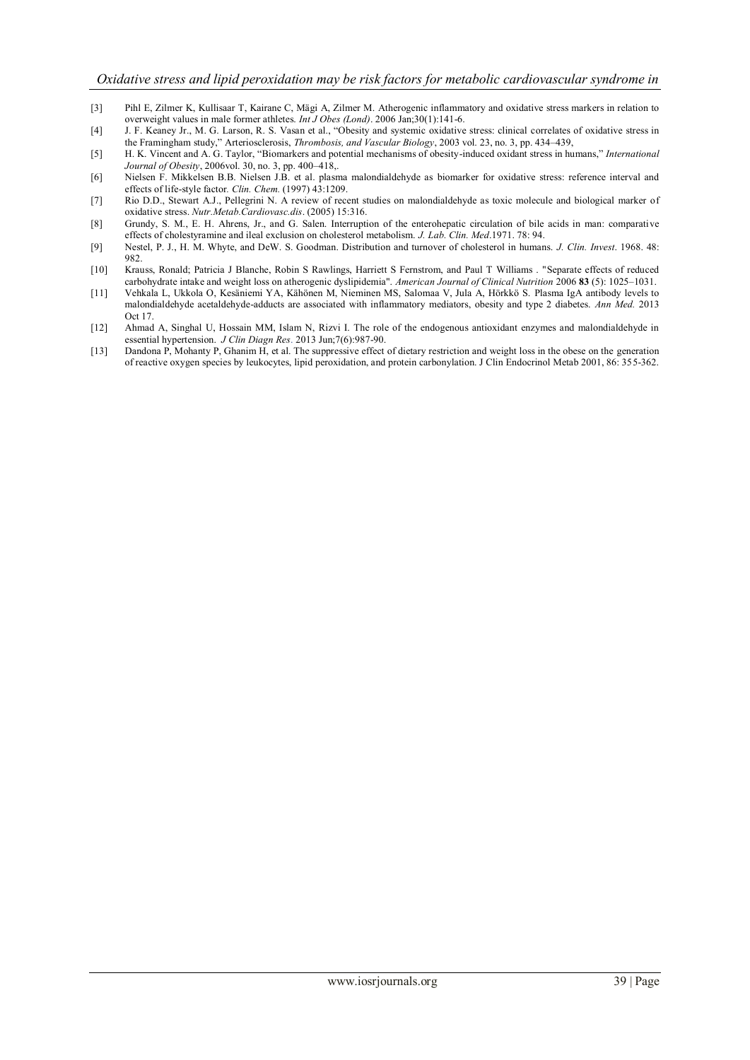[3] Pihl E, Zilmer K, Kullisaar T, Kairane C, Mägi A, Zilmer M. Atherogenic inflammatory and oxidative stress markers in relation to overweight values in male former athletes. *Int J Obes (Lond)*. 2006 Jan;30(1):141-6.

[4] J. F. Keaney Jr., M. G. Larson, R. S. Vasan et al., "Obesity and systemic oxidative stress: clinical correlates of oxidative stress in the Framingham study," Arteriosclerosis, *Thrombosis, and Vascular Biology*, 2003 vol. 23, no. 3, pp. 434–439,

[5] H. K. Vincent and A. G. Taylor, "Biomarkers and potential mechanisms of obesity-induced oxidant stress in humans," *International Journal of Obesity*, 2006vol. 30, no. 3, pp. 400–418,.

[6] Nielsen F. Mikkelsen B.B. Nielsen J.B. et al. plasma malondialdehyde as biomarker for oxidative stress: reference interval and effects of life-style factor. *Clin. Chem.* (1997) 43:1209.

[7] Rio D.D., Stewart A.J., Pellegrini N. A review of recent studies on malondialdehyde as toxic molecule and biological marker of oxidative stress. *Nutr.Metab.Cardiovasc.dis*. (2005) 15:316.

[8] Grundy, S. M., E. H. Ahrens, Jr., and G. Salen. Interruption of the enterohepatic circulation of bile acids in man: comparative effects of cholestyramine and ileal exclusion on cholesterol metabolism. *J. Lab. Clin. Med*.1971. 78: 94.

[9] Nestel, P. J., H. M. Whyte, and DeW. S. Goodman. Distribution and turnover of cholesterol in humans. *J. Clin. Invest*. 1968. 48: 982.

[10] Krauss, Ronald; Patricia J Blanche, Robin S Rawlings, Harriett S Fernstrom, and Paul T Williams . "Separate effects of reduced carbohydrate intake and weight loss on atherogenic dyslipidemia". *American Journal of Clinical Nutrition* 2006 **83** (5): 1025–1031.

[11] Vehkala L, Ukkola O, Kesäniemi YA, Kähönen M, Nieminen MS, Salomaa V, Jula A, Hörkkö S. Plasma IgA antibody levels to malondialdehyde acetaldehyde-adducts are associated with inflammatory mediators, obesity and type 2 diabetes. *Ann Med.* 2013 Oct 17.

[12] Ahmad A, Singhal U, Hossain MM, Islam N, Rizvi I. The role of the endogenous antioxidant enzymes and malondialdehyde in essential hypertension. *J Clin Diagn Res*. 2013 Jun;7(6):987-90.

[13] Dandona P, Mohanty P, Ghanim H, et al. The suppressive effect of dietary restriction and weight loss in the obese on the generation of reactive oxygen species by leukocytes, lipid peroxidation, and protein carbonylation. J Clin Endocrinol Metab 2001, 86: 355-362.